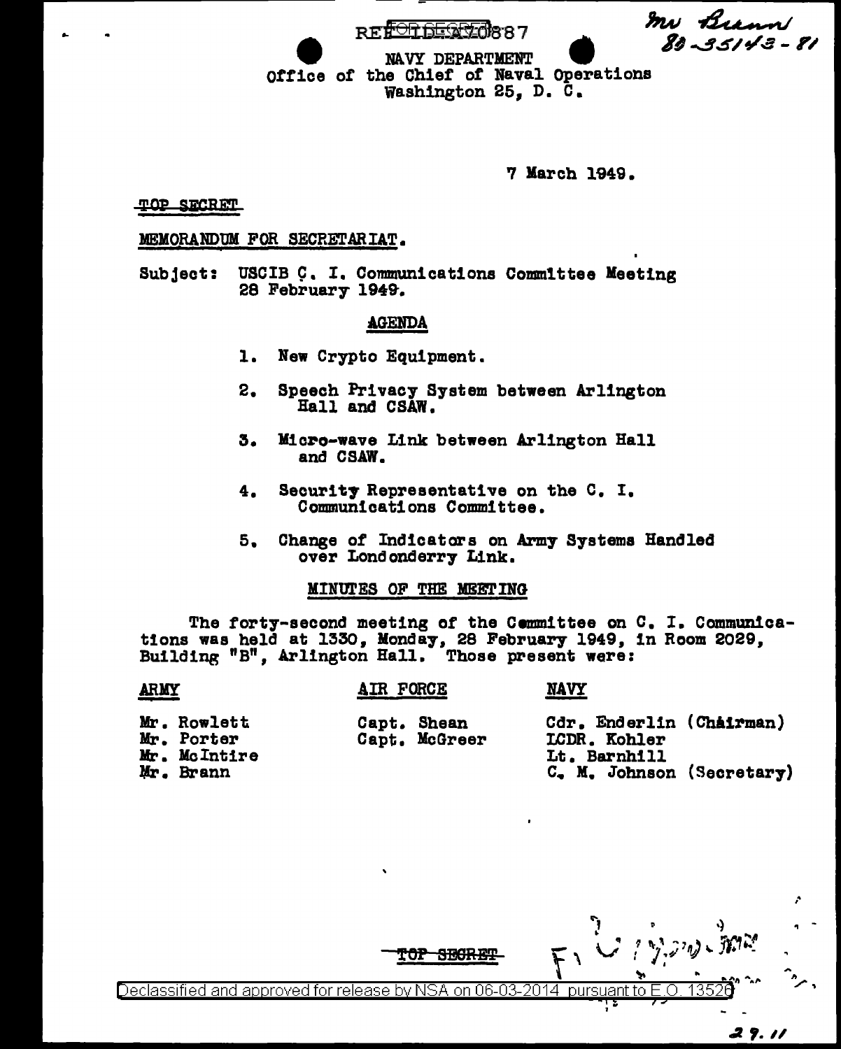REF ID:A70887

Mr Brann
80-35143-81

NAVY DEPARTMENT
Office of the Chief of Naval Operations
Washington 25, D. C.

7 March 1949.

TOP SECRET

MEMORANDUM FOR SECRETARIAT.

Subject: USCIB C. I. Communications Committee Meeting 28 February 1949.

## AGENDA

1. New Crypto Equipment.
2. Speech Privacy System between Arlington Hall and CSAW.
3. Micro-wave Link between Arlington Hall and CSAW.
4. Security Representative on the C. I. Communications Committee.
5. Change of Indicators on Army Systems Handled over Londonderry Link.

## MINUTES OF THE MEETING

The forty-second meeting of the Committee on C. I. Communications was held at 1330, Monday, 28 February 1949, in Room 2029, Building "B", Arlington Hall. Those present were:

| ARMY | AIR FORCE | NAVY |
|---|---|---|
| Mr. Rowlett | Capt. Shean | Cdr. Enderlin (Chairman) |
| Mr. Porter | Capt. McGreer | LCDR. Kohler |
| Mr. McIntire | | Lt. Barnhill |
| Mr. Brann | | C. M. Johnson (Secretary) |

TOP SECRET

Declassified and approved for release by NSA on 06-03-2014 pursuant to E.O. 13526

29.11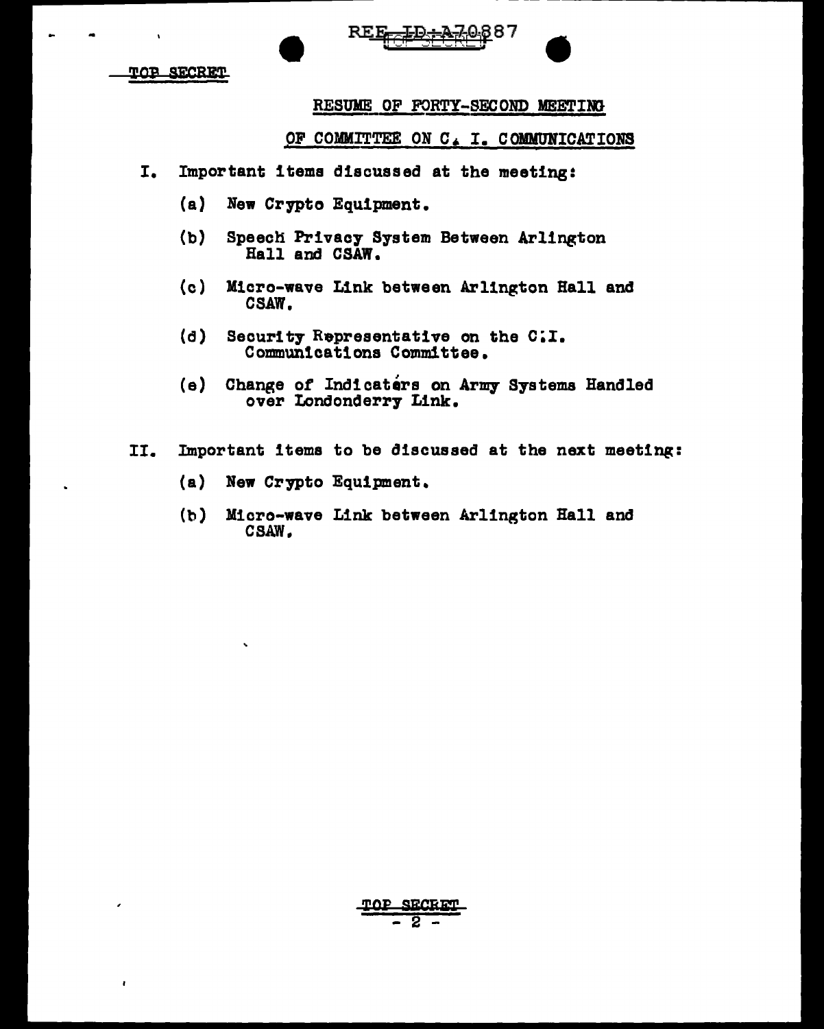TOP SECRET

## RESUME OF FORTY-SECOND MEETING

## OF COMMITTEE ON C. I. COMMUNICATIONS

I. Important items discussed at the meeting:

   (a) New Crypto Equipment.

   (b) Speech Privacy System Between Arlington Hall and CSAW.

   (c) Micro-wave Link between Arlington Hall and CSAW.

   (d) Security Representative on the C.I. Communications Committee.

   (e) Change of Indicaters on Army Systems Handled over Londonderry Link.

II. Important items to be discussed at the next meeting:

   (a) New Crypto Equipment.

   (b) Micro-wave Link between Arlington Hall and CSAW.

TOP SECRET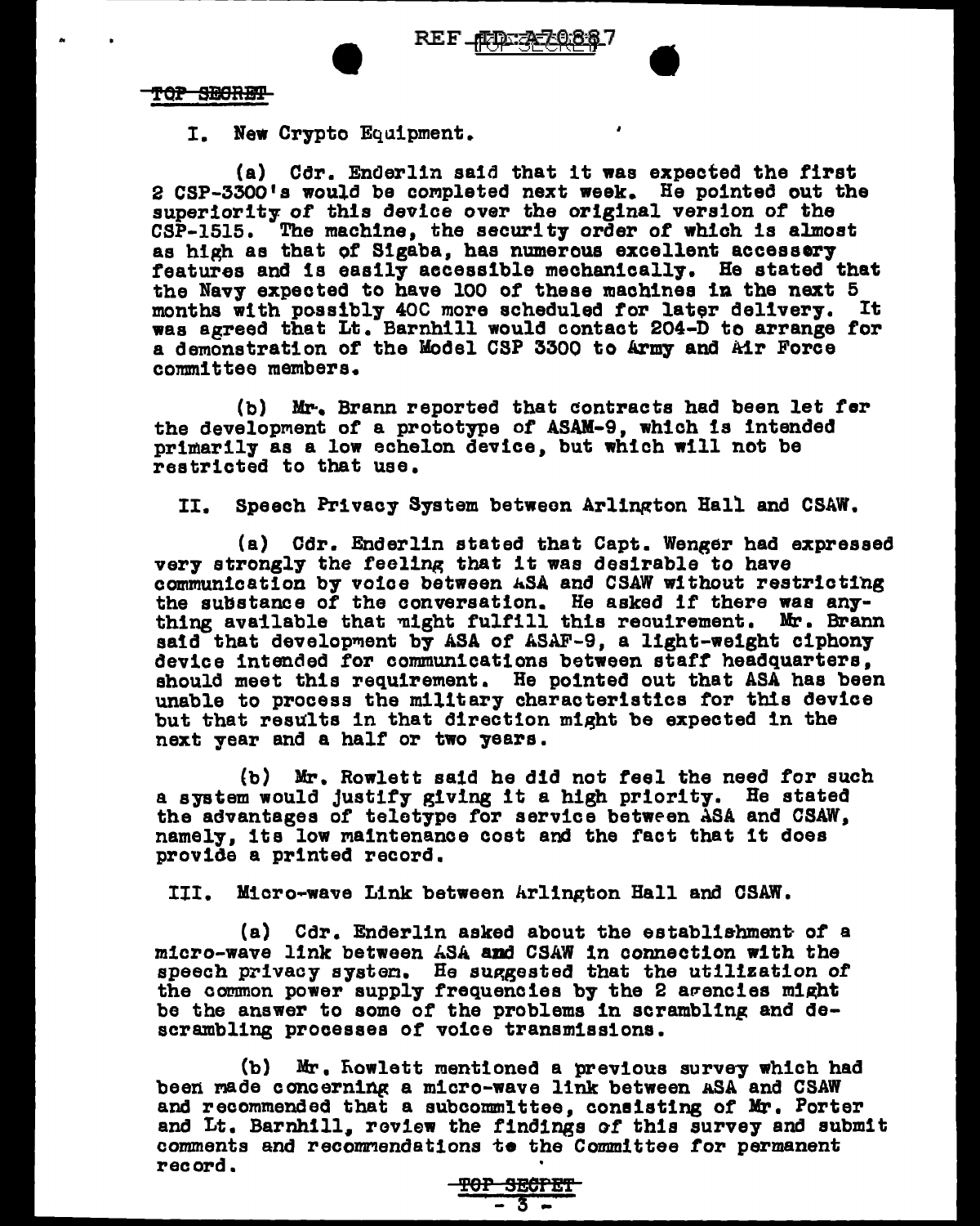I. New Crypto Equipment.

(a) Cdr. Enderlin said that it was expected the first 2 CSP-3300's would be completed next week. He pointed out the superiority of this device over the original version of the CSP-1515. The machine, the security order of which is almost as high as that of Sigaba, has numerous excellent accessery features and is easily accessible mechanically. He stated that the Navy expected to have 100 of these machines in the next 5 months with possibly 400 more scheduled for later delivery. It was agreed that Lt. Barnhill would contact 204-D to arrange for a demonstration of the Model CSP 3300 to Army and Air Force committee members.

(b) Mr. Brann reported that contracts had been let for the development of a prototype of ASAM-9, which is intended primarily as a low echelon device, but which will not be restricted to that use.

II. Speech Privacy System between Arlington Hall and CSAW.

(a) Cdr. Enderlin stated that Capt. Wenger had expressed very strongly the feeling that it was desirable to have communication by voice between ASA and CSAW without restricting the substance of the conversation. He asked if there was anything available that might fulfill this requirement. Mr. Brann said that development by ASA of ASAF-9, a light-weight ciphony device intended for communications between staff headquarters, should meet this requirement. He pointed out that ASA has been unable to process the military characteristics for this device but that results in that direction might be expected in the next year and a half or two years.

(b) Mr. Rowlett said he did not feel the need for such a system would justify giving it a high priority. He stated the advantages of teletype for service between ASA and CSAW, namely, its low maintenance cost and the fact that it does provide a printed record.

III. Micro-wave Link between Arlington Hall and CSAW.

(a) Cdr. Enderlin asked about the establishment of a micro-wave link between ASA and CSAW in connection with the speech privacy system. He suggested that the utilization of the common power supply frequencies by the 2 agencies might be the answer to some of the problems in scrambling and de-scrambling processes of voice transmissions.

(b) Mr. Rowlett mentioned a previous survey which had been made concerning a micro-wave link between ASA and CSAW and recommended that a subcommittee, consisting of Mr. Porter and Lt. Barnhill, review the findings of this survey and submit comments and recommendations to the Committee for permanent record.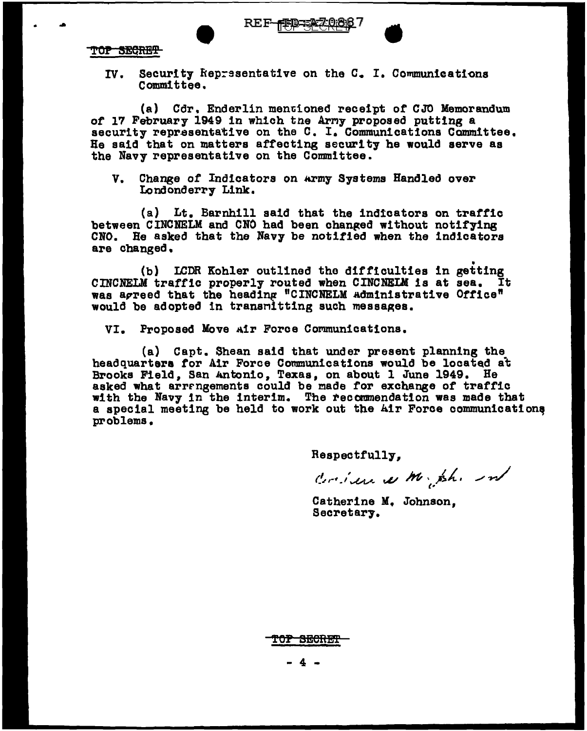REF ID:A70887

TOP SECRET

IV. Security Representative on the C. I. Communications Committee.

(a) Cdr. Enderlin mentioned receipt of CJO Memorandum of 17 February 1949 in which the Army proposed putting a security representative on the C. I. Communications Committee. He said that on matters affecting security he would serve as the Navy representative on the Committee.

V. Change of Indicators on Army Systems Handled over Londonderry Link.

(a) Lt. Barnhill said that the indicators on traffic between CINCNELM and CNO had been changed without notifying CNO. He asked that the Navy be notified when the indicators are changed.

(b) LCDR Kohler outlined the difficulties in getting CINCNELM traffic properly routed when CINCNELM is at sea. It was agreed that the heading "CINCNELM Administrative Office" would be adopted in transmitting such messages.

VI. Proposed Move Air Force Communications.

(a) Capt. Shean said that under present planning the headquarters for Air Force Communications would be located at Brooks Field, San Antonio, Texas, on about 1 June 1949. He asked what arrangements could be made for exchange of traffic with the Navy in the interim. The recommendation was made that a special meeting be held to work out the Air Force communications problems.

Respectfully,

Catherine M. Johnson,
Secretary.

TOP SECRET